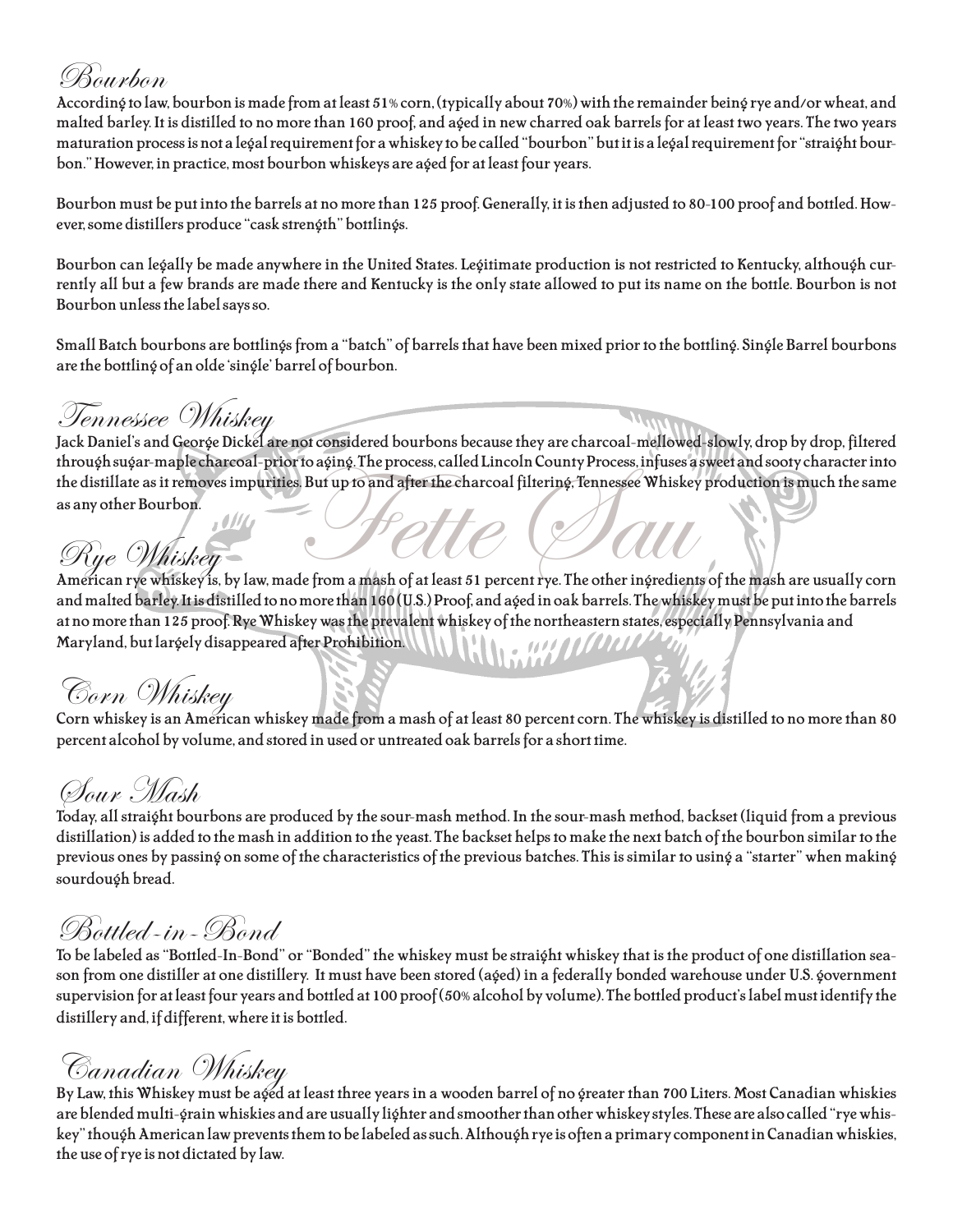## Bourbon

According to law, bourbon is made from at least 51% corn, (typically about 70%) with the remainder being rye and/or wheat, and malted barley. It is distilled to no more than 160 proof, and aged in new charred oak barrels for at least two years. The two years maturation process is not a legal requirement for a whiskey to be called "bourbon" but it is a legal requirement for "straight bourbon." However, in practice, most bourbon whiskeys are aged for at least four years.

Bourbon must be put into the barrels at no more than 125 proof. Generally, it is then adjusted to 80-100 proof and bottled. However, some distillers produce "cask strength" bottlings.

Bourbon can legally be made anywhere in the United States. Legitimate production is not restricted to Kentucky, although currently all but a few brands are made there and Kentucky is the only state allowed to put its name on the bottle. Bourbon is not Bourbon unless the label says so.

Small Batch bourbons are bottlings from a "batch" of barrels that have been mixed prior to the bottling. Single Barrel bourbons are the bottling of an olde 'single' barrel of bourbon.

## Tennessee Whiskey

Jack Daniel's and George Dickel are not considered bourbons because they are charcoal-mellowed-slowly, drop by drop, filtered through sugar-maple charcoal-prior to aging. The process, called Lincoln County Process, infuses a sweet and sooty character into the distillate as it removes impurities. But up to and after the charcoal filtering, Tennessee Whiskey production is much the same as any other Bourbon.

## Rye Whiskey

American rye whiskey is, by law, made from a mash of at least 51 percent rye. The other ingredients of the mash are usually corn and malted barley. It is distilled to no more than 160 (U.S.) Proof, and aged in oak barrels. The whiskey must be put into the barrels at no more than 125 proof. Rye Whiskey was the prevalent whiskey of the northeastern states, especially Pennsylvania and Maryland, but largely disappeared after Prohibition.

## Corn Whiskey

Corn whiskey is an American whiskey made from a mash of at least 80 percent corn. The whiskey is distilled to no more than 80 percent alcohol by volume, and stored in used or untreated oak barrels for a short time.

## Sour Mash

Today, all straight bourbons are produced by the sour-mash method. In the sour-mash method, backset (liquid from a previous distillation) is added to the mash in addition to the yeast. The backset helps to make the next batch of the bourbon similar to the previous ones by passing on some of the characteristics of the previous batches. This is similar to using a "starter" when making sourdough bread.

## Bottled-in-Bond

To be labeled as "Bottled-In-Bond" or "Bonded" the whiskey must be straight whiskey that is the product of one distillation season from one distiller at one distillery. It must have been stored (aged) in a federally bonded warehouse under U.S. government supervision for at least four years and bottled at 100 proof (50% alcohol by volume). The bottled product's label must identify the distillery and, if different, where it is bottled.

## Canadian Whiskey

By Law, this Whiskey must be aged at least three years in a wooden barrel of no greater than 700 Liters. Most Canadian whiskies are blended multi-grain whiskies and are usually lighter and smoother than other whiskey styles. These are also called "rye whiskey" though American law prevents them to be labeled as such. Although rye is often a primary component in Canadian whiskies, the use of rye is not dictated by law.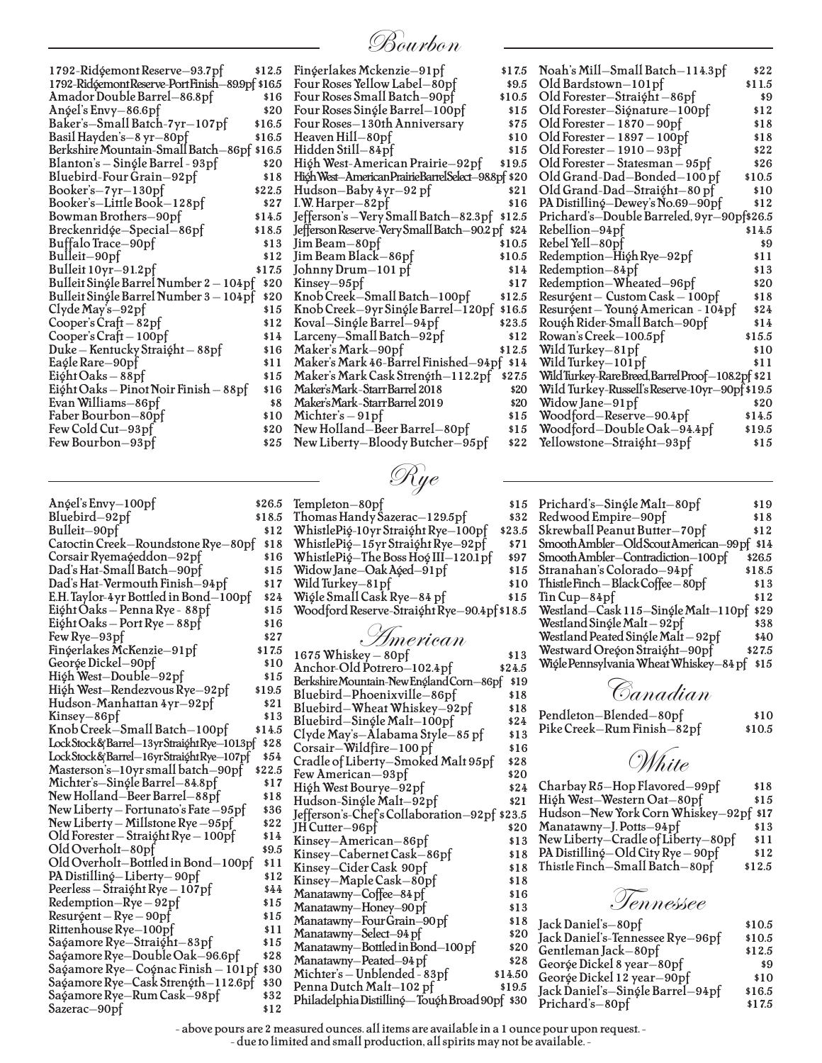## Bourbon

| | |
|---|---|
| 1792-Ridgemont Reserve—93.7pf | $12.5 |
| 1792-Ridgemont Reserve-Port Finish—89.9pf | $16.5 |
| Amador Double Barrel—86.8pf | $16 |
| Angel's Envy—86.6pf | $20 |
| Baker's—Small Batch-7yr—107pf | $16.5 |
| Basil Hayden's—8 yr—80pf | $16.5 |
| Berkshire Mountain-Small Batch—86pf | $16.5 |
| Blanton's – Single Barrel - 93pf | $20 |
| Bluebird-Four Grain—92pf | $18 |
| Booker's—7yr—130pf | $22.5 |
| Booker's—Little Book—128pf | $27 |
| Bowman Brothers—90pf | $14.5 |
| Breckenridge—Special—86pf | $18.5 |
| Buffalo Trace—90pf | $13 |
| Bulleit—90pf | $12 |
| Bulleit 10yr—91.2pf | $17.5 |
| Bulleit Single Barrel Number 2 – 104pf | $20 |
| Bulleit Single Barrel Number 3 – 104pf | $20 |
| Clyde May's—92pf | $15 |
| Cooper's Craft – 82pf | $12 |
| Cooper's Craft – 100pf | $14 |
| Duke – Kentucky Straight – 88pf | $16 |
| Eagle Rare—90pf | $11 |
| Eight Oaks – 88pf | $15 |
| Eight Oaks – Pinot Noir Finish – 88pf | $16 |
| Evan Williams—86pf | $8 |
| Faber Bourbon—80pf | $10 |
| Few Cold Cut—93pf | $20 |
| Few Bourbon—93pf | $25 |
| Fingerlakes Mckenzie—91pf | $17.5 |
| Four Roses Yellow Label—80pf | $9.5 |
| Four Roses Small Batch—90pf | $10.5 |
| Four Roses Single Barrel—100pf | $15 |
| Four Roses—130th Anniversary | $75 |
| Heaven Hill—80pf | $10 |
| Hidden Still—84pf | $15 |
| High West-American Prairie—92pf | $19.5 |
| High West—American Prairie Barrel Select—98.8pf | $20 |
| Hudson—Baby 4yr—92 pf | $21 |
| I.W. Harper—82pf | $16 |
| Jefferson's – Very Small Batch—82.3pf | $12.5 |
| Jefferson Reserve-Very Small Batch—90.2 pf | $24 |
| Jim Beam—80pf | $10.5 |
| Jim Beam Black—86pf | $10.5 |
| Johnny Drum—101 pf | $14 |
| Kinsey—95pf | $17 |
| Knob Creek—Small Batch—100pf | $12.5 |
| Knob Creek—9yr Single Barrel—120pf | $16.5 |
| Koval—Single Barrel—94pf | $23.5 |
| Larceny—Small Batch—92pf | $12 |
| Maker's Mark—90pf | $12.5 |
| Maker's Mark 46-Barrel Finished—94pf | $14 |
| Maker's Mark Cask Strength—112.2pf | $27.5 |
| Maker's Mark-Starr Barrel 2018 | $20 |
| Maker's Mark-Starr Barrel 2019 | $20 |
| Michter's – 91pf | $15 |
| New Holland—Beer Barrel—80pf | $15 |
| New Liberty—Bloody Butcher—95pf | $22 |
| Noah's Mill—Small Batch—114.3pf | $22 |
| Old Bardstown—101pf | $11.5 |
| Old Forester—Straight – 86pf | $9 |
| Old Forester—Signature—100pf | $12 |
| Old Forester – 1870 – 90pf | $18 |
| Old Forester – 1897 – 100pf | $18 |
| Old Forester – 1910 – 93pf | $22 |
| Old Forester – Statesman – 95pf | $26 |
| Old Grand-Dad—Bonded—100 pf | $10.5 |
| Old Grand-Dad—Straight—80 pf | $10 |
| PA Distilling—Dewey's No.69—90pf | $12 |
| Prichard's—Double Barreled, 9yr—90pf | $26.5 |
| Rebellion—94pf | $14.5 |
| Rebel Yell—80pf | $9 |
| Redemption—High Rye—92pf | $11 |
| Redemption—84pf | $13 |
| Redemption—Wheated—96pf | $20 |
| Resurgent – Custom Cask – 100pf | $18 |
| Resurgent – Young American - 104pf | $24 |
| Rough Rider-Small Batch—90pf | $14 |
| Rowan's Creek—100.5pf | $15.5 |
| Wild Turkey—81pf | $10 |
| Wild Turkey—101pf | $11 |
| Wild Turkey-Rare Breed, Barrel Proof—108.2pf | $21 |
| Wild Turkey-Russell's Reserve-10yr—90pf | $19.5 |
| Widow Jane—91pf | $20 |
| Woodford—Reserve—90.4pf | $14.5 |
| Woodford—Double Oak—94.4pf | $19.5 |
| Yellowstone—Straight—93pf | $15 |

## Rye

| | |
|---|---|
| Angel's Envy—100pf | $26.5 |
| Bluebird—92pf | $18.5 |
| Bulleit—90pf | $12 |
| Catoctin Creek—Roundstone Rye—80pf | $18 |
| Corsair Ryemageddon—92pf | $16 |
| Dad's Hat-Small Batch—90pf | $15 |
| Dad's Hat-Vermouth Finish—94pf | $17 |
| E.H. Taylor-4yr Bottled in Bond—100pf | $24 |
| Eight Oaks – Penna Rye - 88pf | $15 |
| Eight Oaks – Port Rye – 88pf | $16 |
| Few Rye—93pf | $27 |
| Fingerlakes McKenzie—91pf | $17.5 |
| George Dickel—90pf | $10 |
| High West—Double—92pf | $15 |
| High West—Rendezvous Rye—92pf | $19.5 |
| Hudson-Manhattan 4yr—92pf | $21 |
| Kinsey—86pf | $13 |
| Knob Creek—Small Batch—100pf | $14.5 |
| Lock Stock & Barrel—13yr Straight Rye—101.3pf | $28 |
| Lock Stock & Barrel—16yr Straight Rye—107pf | $54 |
| Masterson's—10yr small batch—90pf | $22.5 |
| Michter's—Single Barrel—84.8pf | $17 |
| New Holland—Beer Barrel—88pf | $18 |
| New Liberty – Fortunato's Fate – 95pf | $36 |
| New Liberty – Millstone Rye – 95pf | $22 |
| Old Forester – Straight Rye – 100pf | $14 |
| Old Overholt—80pf | $9.5 |
| Old Overholt—Bottled in Bond—100pf | $11 |
| PA Distilling—Liberty—90pf | $12 |
| Peerless – Straight Rye – 107pf | $44 |
| Redemption—Rye – 92pf | $15 |
| Resurgent – Rye – 90pf | $15 |
| Rittenhouse Rye—100pf | $11 |
| Sagamore Rye—Straight—83pf | $15 |
| Sagamore Rye—Double Oak—96.6pf | $28 |
| Sagamore Rye– Cognac Finish – 101pf | $30 |
| Sagamore Rye—Cask Strength—112.6pf | $30 |
| Sagamore Rye—Rum Cask—98pf | $32 |
| Sazerac—90pf | $12 |
| Templeton—80pf | $15 |
| Thomas Handy Sazerac—129.5pf | $32 |
| WhistlePig-10yr Straight Rye—100pf | $23.5 |
| WhistlePig—15yr Straight Rye—92pf | $71 |
| WhistlePig—The Boss Hog III—120.1pf | $97 |
| Widow Jane—Oak Aged—91pf | $15 |
| Wild Turkey—81pf | $10 |
| Wigle Small Cask Rye—84 pf | $15 |
| Woodford Reserve-Straight Rye—90.4pf | $18.5 |

## American

| | |
|---|---|
| 1675 Whiskey – 80pf | $13 |
| Anchor-Old Potrero—102.4pf | $24.5 |
| Berkshire Mountain-New England Corn—86pf | $19 |
| Bluebird—Phoenixville—86pf | $18 |
| Bluebird—Wheat Whiskey—92pf | $18 |
| Bluebird—Single Malt—100pf | $24 |
| Clyde May's—Alabama Style—85 pf | $13 |
| Corsair—Wildfire—100 pf | $16 |
| Cradle of Liberty—Smoked Malt 95pf | $28 |
| Few American—93pf | $20 |
| High West Bourye—92pf | $24 |
| Hudson-Single Malt—92pf | $21 |
| Jefferson's-Chef's Collaboration—92pf | $23.5 |
| JH Cutter—96pf | $20 |
| Kinsey—American—86pf | $13 |
| Kinsey—Cabernet Cask—86pf | $18 |
| Kinsey—Cider Cask 90pf | $18 |
| Kinsey—Maple Cask—80pf | $18 |
| Manatawny—Coffee—84 pf | $16 |
| Manatawny—Honey—90 pf | $13 |
| Manatawny—Four Grain—90 pf | $18 |
| Manatawny—Select—94 pf | $20 |
| Manatawny—Bottled in Bond—100 pf | $20 |
| Manatawny—Peated—94 pf | $28 |
| Michter's – Unblended - 83pf | $14.50 |
| Penna Dutch Malt—102 pf | $19.5 |
| Philadelphia Distilling— Tough Broad 90pf | $30 |
| Prichard's—Single Malt—80pf | $19 |
| Redwood Empire—90pf | $18 |
| Skrewball Peanut Butter—70pf | $12 |
| Smooth Ambler—Old Scout American—99pf | $14 |
| Smooth Ambler—Contradiction—100pf | $26.5 |
| Stranahan's Colorado—94pf | $18.5 |
| Thistle Finch – Black Coffee – 80pf | $13 |
| Tin Cup—84pf | $12 |
| Westland—Cask 115—Single Malt—110pf | $29 |
| Westland Single Malt – 92pf | $38 |
| Westland Peated Single Malt – 92pf | $40 |
| Westward Oregon Straight—90pf | $27.5 |
| Wigle Pennsylvania Wheat Whiskey—84 pf | $15 |

## Canadian

| | |
|---|---|
| Pendleton—Blended—80pf | $10 |
| Pike Creek—Rum Finish—82pf | $10.5 |

## White

| | |
|---|---|
| Charbay R5—Hop Flavored—99pf | $18 |
| High West—Western Oat—80pf | $15 |
| Hudson—New York Corn Whiskey—92pf | $17 |
| Manatawny—J. Potts—94pf | $13 |
| New Liberty—Cradle of Liberty—80pf | $11 |
| PA Distilling—Old City Rye – 90pf | $12 |
| Thistle Finch—Small Batch—80pf | $12.5 |

## Tennessee

| | |
|---|---|
| Jack Daniel's—80pf | $10.5 |
| Jack Daniel's-Tennessee Rye—96pf | $10.5 |
| Gentleman Jack—80pf | $12.5 |
| George Dickel 8 year—80pf | $9 |
| George Dickel 12 year—90pf | $10 |
| Jack Daniel's—Single Barrel—94pf | $16.5 |
| Prichard's—80pf | $17.5 |

- above pours are 2 measured ounces. all items are available in a 1 ounce pour upon request. -

- due to limited and small production, all spirits may not be available. -